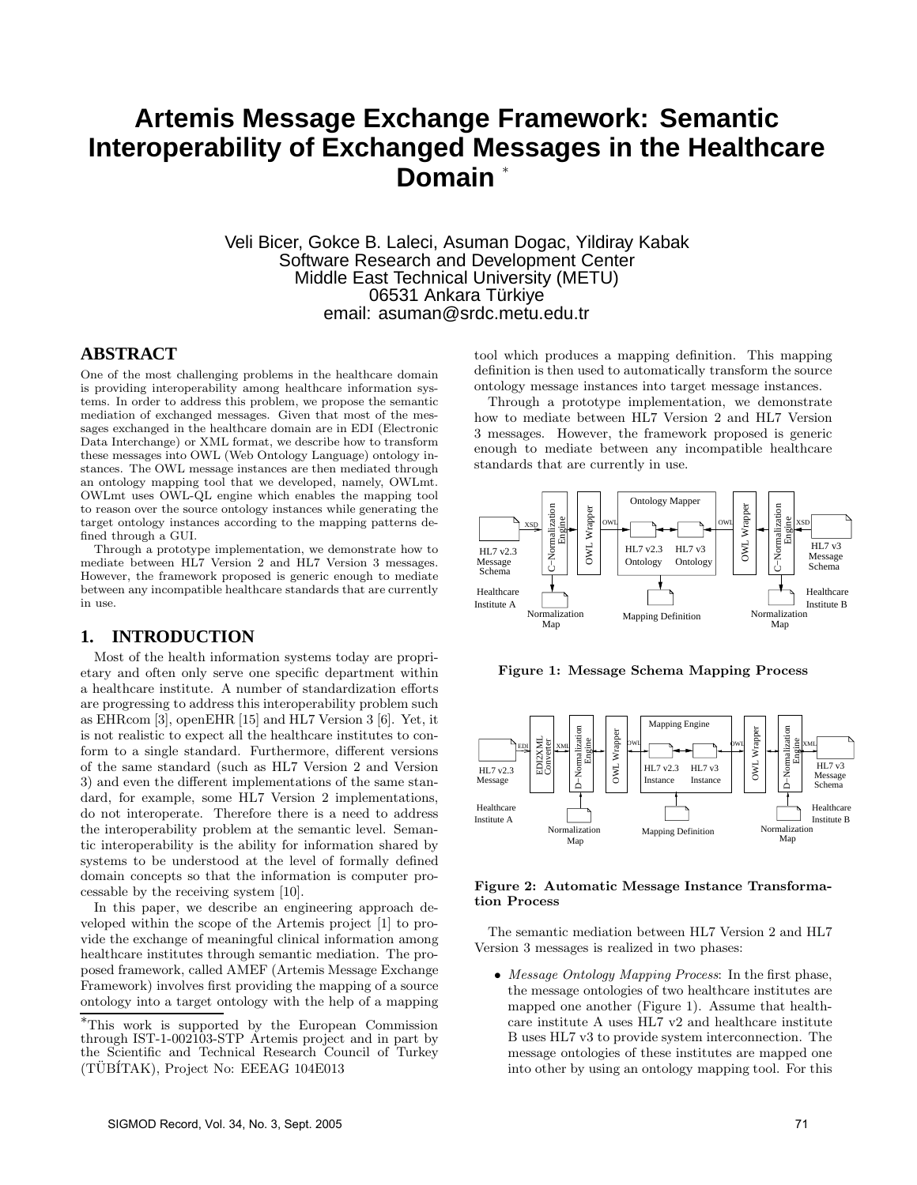# Artemis Message Exchange Framework: Semantic Interoperability of Exchanged Messages in the Healthcare Domain *

Veli Bicer, Gokce B. Laleci, Asuman Dogac, Yildiray Kabak
Software Research and Development Center
Middle East Technical University (METU)
06531 Ankara Türkiye
email: asuman@srdc.metu.edu.tr

## ABSTRACT

One of the most challenging problems in the healthcare domain is providing interoperability among healthcare information systems. In order to address this problem, we propose the semantic mediation of exchanged messages. Given that most of the messages exchanged in the healthcare domain are in EDI (Electronic Data Interchange) or XML format, we describe how to transform these messages into OWL (Web Ontology Language) ontology instances. The OWL message instances are then mediated through an ontology mapping tool that we developed, namely, OWLmt. OWLmt uses OWL-QL engine which enables the mapping tool to reason over the source ontology instances while generating the target ontology instances according to the mapping patterns defined through a GUI.

Through a prototype implementation, we demonstrate how to mediate between HL7 Version 2 and HL7 Version 3 messages. However, the framework proposed is generic enough to mediate between any incompatible healthcare standards that are currently in use.

## 1. INTRODUCTION

Most of the health information systems today are proprietary and often only serve one specific department within a healthcare institute. A number of standardization efforts are progressing to address this interoperability problem such as EHRcom [3], openEHR [15] and HL7 Version 3 [6]. Yet, it is not realistic to expect all the healthcare institutes to conform to a single standard. Furthermore, different versions of the same standard (such as HL7 Version 2 and Version 3) and even the different implementations of the same standard, for example, some HL7 Version 2 implementations, do not interoperate. Therefore there is a need to address the interoperability problem at the semantic level. Semantic interoperability is the ability for information shared by systems to be understood at the level of formally defined domain concepts so that the information is computer processable by the receiving system [10].

In this paper, we describe an engineering approach developed within the scope of the Artemis project [1] to provide the exchange of meaningful clinical information among healthcare institutes through semantic mediation. The proposed framework, called AMEF (Artemis Message Exchange Framework) involves first providing the mapping of a source ontology into a target ontology with the help of a mapping tool which produces a mapping definition. This mapping definition is then used to automatically transform the source ontology message instances into target message instances.

Through a prototype implementation, we demonstrate how to mediate between HL7 Version 2 and HL7 Version 3 messages. However, the framework proposed is generic enough to mediate between any incompatible healthcare standards that are currently in use.

**Figure 1: Message Schema Mapping Process**

**Figure 2: Automatic Message Instance Transformation Process**

The semantic mediation between HL7 Version 2 and HL7 Version 3 messages is realized in two phases:

- *Message Ontology Mapping Process*: In the first phase, the message ontologies of two healthcare institutes are mapped one another (Figure 1). Assume that healthcare institute A uses HL7 v2 and healthcare institute B uses HL7 v3 to provide system interconnection. The message ontologies of these institutes are mapped one into other by using an ontology mapping tool. For this

---

*This work is supported by the European Commission through IST-1-002103-STP Artemis project and in part by the Scientific and Technical Research Council of Turkey (TÜBİTAK), Project No: EEEAG 104E013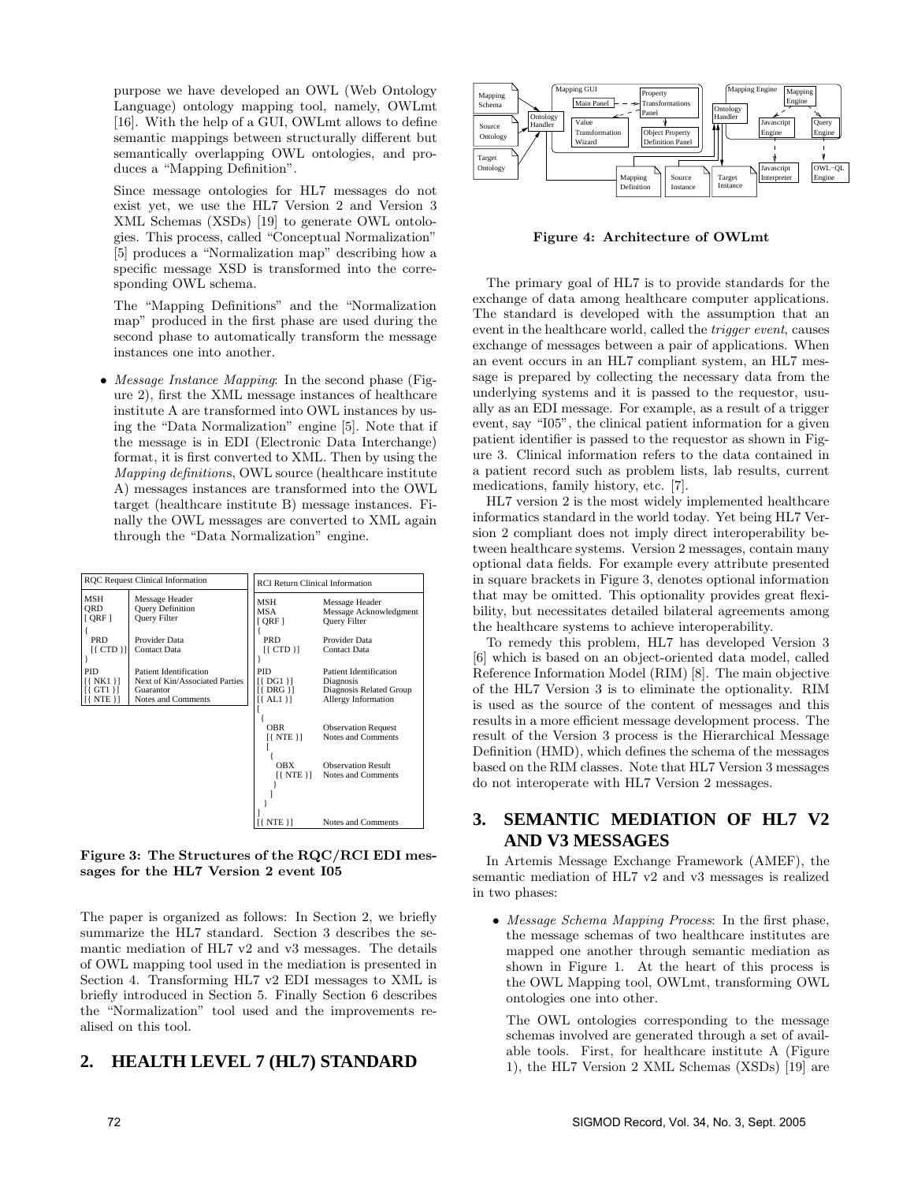purpose we have developed an OWL (Web Ontology Language) ontology mapping tool, namely, OWLmt [16]. With the help of a GUI, OWLmt allows to define semantic mappings between structurally different but semantically overlapping OWL ontologies, and produces a "Mapping Definition".

Since message ontologies for HL7 messages do not exist yet, we use the HL7 Version 2 and Version 3 XML Schemas (XSDs) [19] to generate OWL ontologies. This process, called "Conceptual Normalization" [5] produces a "Normalization map" describing how a specific message XSD is transformed into the corresponding OWL schema.

The "Mapping Definitions" and the "Normalization map" produced in the first phase are used during the second phase to automatically transform the message instances one into another.

- *Message Instance Mapping*: In the second phase (Figure 2), first the XML message instances of healthcare institute A are transformed into OWL instances by using the "Data Normalization" engine [5]. Note that if the message is in EDI (Electronic Data Interchange) format, it is first converted to XML. Then by using the *Mapping definition*s, OWL source (healthcare institute A) messages instances are transformed into the OWL target (healthcare institute B) message instances. Finally the OWL messages are converted to XML again through the "Data Normalization" engine.

| RQC Request Clinical Information | |
|---|---|
| MSH | Message Header |
| QRD | Query Definition |
| [ QRF ] | Query Filter |
| { | |
| PRD | Provider Data |
| [{ CTD }] | Contact Data |
| } | |
| PID | Patient Identification |
| [{ NK1 }] | Next of Kin/Associated Parties |
| [{ GT1 }] | Guarantor |
| [{ NTE }] | Notes and Comments |

| RCI Return Clinical Information | |
|---|---|
| MSH | Message Header |
| MSA | Message Acknowledgment |
| [ QRF ] | Query Filter |
| { | |
| PRD | Provider Data |
| [{ CTD }] | Contact Data |
| } | |
| PID | Patient Identification |
| [{ DG1 }] | Diagnosis |
| [{ DRG }] | Diagnosis Related Group |
| [{ AL1 }] | Allergy Information |
| [ | |
| { | |
| OBR | Observation Request |
| [{ NTE }] | Notes and Comments |
| [ | |
| { | |
| OBX | Observation Result |
| [{ NTE }] | Notes and Comments |
| } | |
| ] | |
| } | |
| ] | |
| [{ NTE }] | Notes and Comments |

**Figure 3: The Structures of the RQC/RCI EDI messages for the HL7 Version 2 event I05**

The paper is organized as follows: In Section 2, we briefly summarize the HL7 standard. Section 3 describes the semantic mediation of HL7 v2 and v3 messages. The details of OWL mapping tool used in the mediation is presented in Section 4. Transforming HL7 v2 EDI messages to XML is briefly introduced in Section 5. Finally Section 6 describes the "Normalization" tool used and the improvements realised on this tool.

## 2. HEALTH LEVEL 7 (HL7) STANDARD

**Figure 4: Architecture of OWLmt**

The primary goal of HL7 is to provide standards for the exchange of data among healthcare computer applications. The standard is developed with the assumption that an event in the healthcare world, called the *trigger event*, causes exchange of messages between a pair of applications. When an event occurs in an HL7 compliant system, an HL7 message is prepared by collecting the necessary data from the underlying systems and it is passed to the requestor, usually as an EDI message. For example, as a result of a trigger event, say "I05", the clinical patient information for a given patient identifier is passed to the requestor as shown in Figure 3. Clinical information refers to the data contained in a patient record such as problem lists, lab results, current medications, family history, etc. [7].

HL7 version 2 is the most widely implemented healthcare informatics standard in the world today. Yet being HL7 Version 2 compliant does not imply direct interoperability between healthcare systems. Version 2 messages, contain many optional data fields. For example every attribute presented in square brackets in Figure 3, denotes optional information that may be omitted. This optionality provides great flexibility, but necessitates detailed bilateral agreements among the healthcare systems to achieve interoperability.

To remedy this problem, HL7 has developed Version 3 [6] which is based on an object-oriented data model, called Reference Information Model (RIM) [8]. The main objective of the HL7 Version 3 is to eliminate the optionality. RIM is used as the source of the content of messages and this results in a more efficient message development process. The result of the Version 3 process is the Hierarchical Message Definition (HMD), which defines the schema of the messages based on the RIM classes. Note that HL7 Version 3 messages do not interoperate with HL7 Version 2 messages.

## 3. SEMANTIC MEDIATION OF HL7 V2 AND V3 MESSAGES

In Artemis Message Exchange Framework (AMEF), the semantic mediation of HL7 v2 and v3 messages is realized in two phases:

- *Message Schema Mapping Process*: In the first phase, the message schemas of two healthcare institutes are mapped one another through semantic mediation as shown in Figure 1. At the heart of this process is the OWL Mapping tool, OWLmt, transforming OWL ontologies one into other.

  The OWL ontologies corresponding to the message schemas involved are generated through a set of available tools. First, for healthcare institute A (Figure 1), the HL7 Version 2 XML Schemas (XSDs) [19] are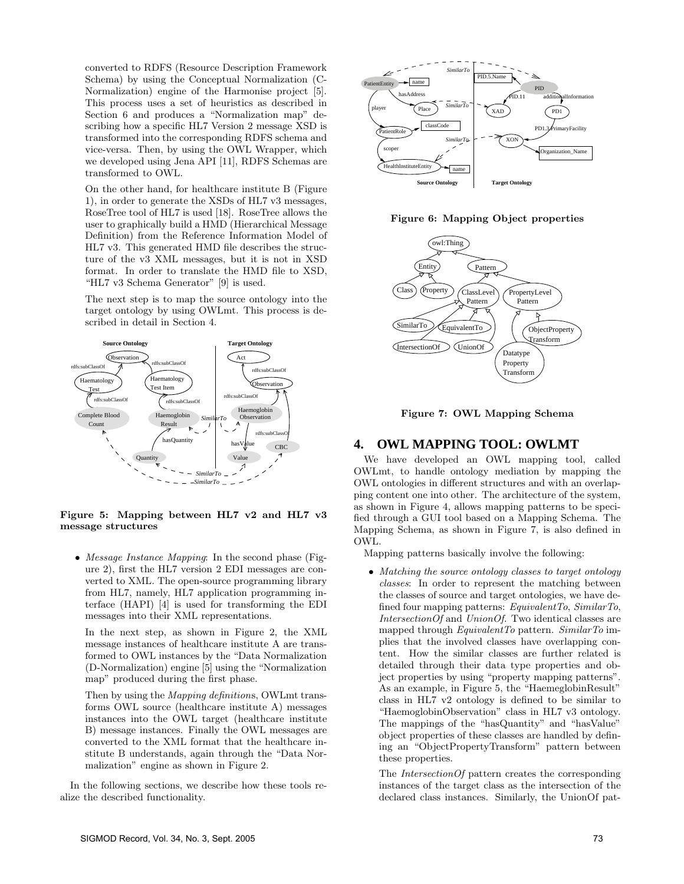converted to RDFS (Resource Description Framework Schema) by using the Conceptual Normalization (C-Normalization) engine of the Harmonise project [5]. This process uses a set of heuristics as described in Section 6 and produces a "Normalization map" describing how a specific HL7 Version 2 message XSD is transformed into the corresponding RDFS schema and vice-versa. Then, by using the OWL Wrapper, which we developed using Jena API [11], RDFS Schemas are transformed to OWL.

On the other hand, for healthcare institute B (Figure 1), in order to generate the XSDs of HL7 v3 messages, RoseTree tool of HL7 is used [18]. RoseTree allows the user to graphically build a HMD (Hierarchical Message Definition) from the Reference Information Model of HL7 v3. This generated HMD file describes the structure of the v3 XML messages, but it is not in XSD format. In order to translate the HMD file to XSD, "HL7 v3 Schema Generator" [9] is used.

The next step is to map the source ontology into the target ontology by using OWLmt. This process is described in detail in Section 4.

**Figure 5: Mapping between HL7 v2 and HL7 v3 message structures**

- *Message Instance Mapping*: In the second phase (Figure 2), first the HL7 version 2 EDI messages are converted to XML. The open-source programming library from HL7, namely, HL7 application programming interface (HAPI) [4] is used for transforming the EDI messages into their XML representations.

  In the next step, as shown in Figure 2, the XML message instances of healthcare institute A are transformed to OWL instances by the "Data Normalization (D-Normalization) engine [5] using the "Normalization map" produced during the first phase.

  Then by using the *Mapping definition*s, OWLmt transforms OWL source (healthcare institute A) messages instances into the OWL target (healthcare institute B) message instances. Finally the OWL messages are converted to the XML format that the healthcare institute B understands, again through the "Data Normalization" engine as shown in Figure 2.

In the following sections, we describe how these tools realize the described functionality.

**Figure 6: Mapping Object properties**

**Figure 7: OWL Mapping Schema**

## 4. OWL MAPPING TOOL: OWLMT

We have developed an OWL mapping tool, called OWLmt, to handle ontology mediation by mapping the OWL ontologies in different structures and with an overlapping content one into other. The architecture of the system, as shown in Figure 4, allows mapping patterns to be specified through a GUI tool based on a Mapping Schema. The Mapping Schema, as shown in Figure 7, is also defined in OWL.

Mapping patterns basically involve the following:

- *Matching the source ontology classes to target ontology classes*: In order to represent the matching between the classes of source and target ontologies, we have defined four mapping patterns: *EquivalentTo*, *SimilarTo*, *IntersectionOf* and *UnionOf*. Two identical classes are mapped through *EquivalentTo* pattern. *SimilarTo* implies that the involved classes have overlapping content. How the similar classes are further related is detailed through their data type properties and object properties by using "property mapping patterns". As an example, in Figure 5, the "HaemeglobinResult" class in HL7 v2 ontology is defined to be similar to "HaemoglobinObservation" class in HL7 v3 ontology. The mappings of the "hasQuantity" and "hasValue" object properties of these classes are handled by defining an "ObjectPropertyTransform" pattern between these properties.

  The *IntersectionOf* pattern creates the corresponding instances of the target class as the intersection of the declared class instances. Similarly, the UnionOf pat-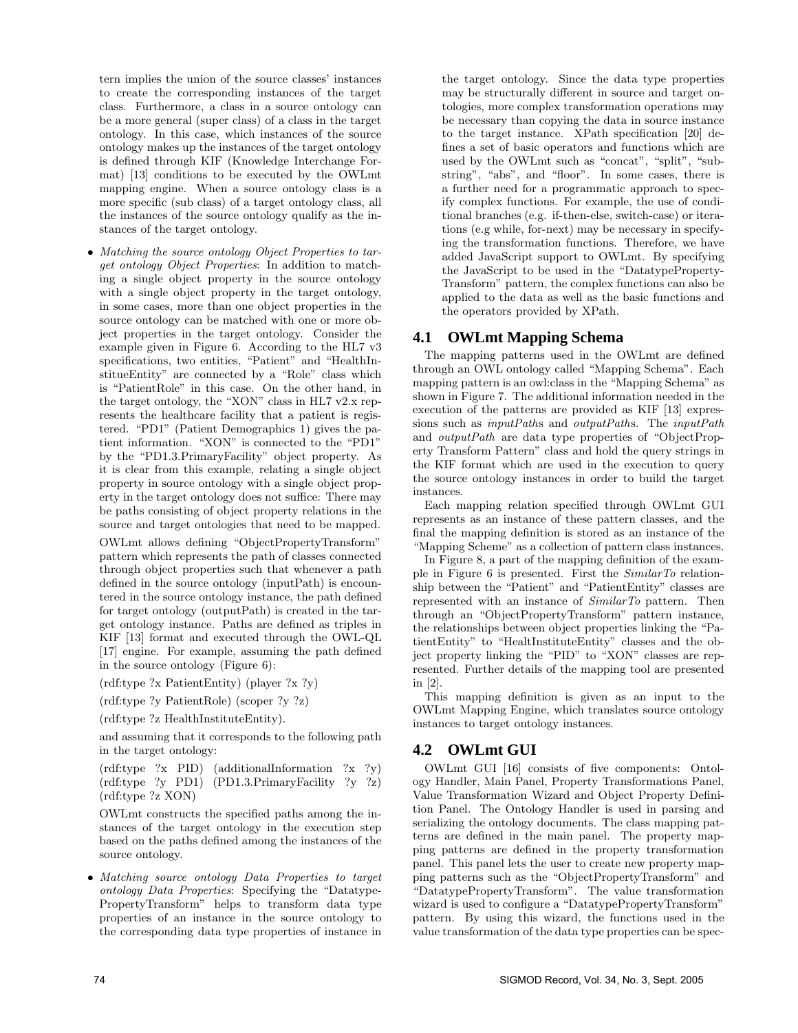tern implies the union of the source classes' instances to create the corresponding instances of the target class. Furthermore, a class in a source ontology can be a more general (super class) of a class in the target ontology. In this case, which instances of the source ontology makes up the instances of the target ontology is defined through KIF (Knowledge Interchange Format) [13] conditions to be executed by the OWLmt mapping engine. When a source ontology class is a more specific (sub class) of a target ontology class, all the instances of the source ontology qualify as the instances of the target ontology.

- *Matching the source ontology Object Properties to target ontology Object Properties*: In addition to matching a single object property in the source ontology with a single object property in the target ontology, in some cases, more than one object properties in the source ontology can be matched with one or more object properties in the target ontology. Consider the example given in Figure 6. According to the HL7 v3 specifications, two entities, "Patient" and "HealthInstitueEntity" are connected by a "Role" class which is "PatientRole" in this case. On the other hand, in the target ontology, the "XON" class in HL7 v2.x represents the healthcare facility that a patient is registered. "PD1" (Patient Demographics 1) gives the patient information. "XON" is connected to the "PD1" by the "PD1.3.PrimaryFacility" object property. As it is clear from this example, relating a single object property in source ontology with a single object property in the target ontology does not suffice: There may be paths consisting of object property relations in the source and target ontologies that need to be mapped.

  OWLmt allows defining "ObjectPropertyTransform" pattern which represents the path of classes connected through object properties such that whenever a path defined in the source ontology (inputPath) is encountered in the source ontology instance, the path defined for target ontology (outputPath) is created in the target ontology instance. Paths are defined as triples in KIF [13] format and executed through the OWL-QL [17] engine. For example, assuming the path defined in the source ontology (Figure 6):

  (rdf:type ?x PatientEntity) (player ?x ?y)

  (rdf:type ?y PatientRole) (scoper ?y ?z)

  (rdf:type ?z HealthInstituteEntity).

  and assuming that it corresponds to the following path in the target ontology:

  (rdf:type ?x PID) (additionalInformation ?x ?y) (rdf:type ?y PD1) (PD1.3.PrimaryFacility ?y ?z) (rdf:type ?z XON)

  OWLmt constructs the specified paths among the instances of the target ontology in the execution step based on the paths defined among the instances of the source ontology.

- *Matching source ontology Data Properties to target ontology Data Properties*: Specifying the "DatatypePropertyTransform" helps to transform data type properties of an instance in the source ontology to the corresponding data type properties of instance in the target ontology. Since the data type properties may be structurally different in source and target ontologies, more complex transformation operations may be necessary than copying the data in source instance to the target instance. XPath specification [20] defines a set of basic operators and functions which are used by the OWLmt such as "concat", "split", "substring", "abs", and "floor". In some cases, there is a further need for a programmatic approach to specify complex functions. For example, the use of conditional branches (e.g. if-then-else, switch-case) or iterations (e.g while, for-next) may be necessary in specifying the transformation functions. Therefore, we have added JavaScript support to OWLmt. By specifying the JavaScript to be used in the "DatatypePropertyTransform" pattern, the complex functions can also be applied to the data as well as the basic functions and the operators provided by XPath.

## 4.1 OWLmt Mapping Schema

The mapping patterns used in the OWLmt are defined through an OWL ontology called "Mapping Schema". Each mapping pattern is an owl:class in the "Mapping Schema" as shown in Figure 7. The additional information needed in the execution of the patterns are provided as KIF [13] expressions such as *inputPath*s and *outputPath*s. The *inputPath* and *outputPath* are data type properties of "ObjectProperty Transform Pattern" class and hold the query strings in the KIF format which are used in the execution to query the source ontology instances in order to build the target instances.

Each mapping relation specified through OWLmt GUI represents as an instance of these pattern classes, and the final the mapping definition is stored as an instance of the "Mapping Scheme" as a collection of pattern class instances.

In Figure 8, a part of the mapping definition of the example in Figure 6 is presented. First the *SimilarTo* relationship between the "Patient" and "PatientEntity" classes are represented with an instance of *SimilarTo* pattern. Then through an "ObjectPropertyTransform" pattern instance, the relationships between object properties linking the "PatientEntity" to "HealtInstituteEntity" classes and the object property linking the "PID" to "XON" classes are represented. Further details of the mapping tool are presented in [2].

This mapping definition is given as an input to the OWLmt Mapping Engine, which translates source ontology instances to target ontology instances.

## 4.2 OWLmt GUI

OWLmt GUI [16] consists of five components: Ontology Handler, Main Panel, Property Transformations Panel, Value Transformation Wizard and Object Property Definition Panel. The Ontology Handler is used in parsing and serializing the ontology documents. The class mapping patterns are defined in the main panel. The property mapping patterns are defined in the property transformation panel. This panel lets the user to create new property mapping patterns such as the "ObjectPropertyTransform" and "DatatypePropertyTransform". The value transformation wizard is used to configure a "DatatypePropertyTransform" pattern. By using this wizard, the functions used in the value transformation of the data type properties can be spec-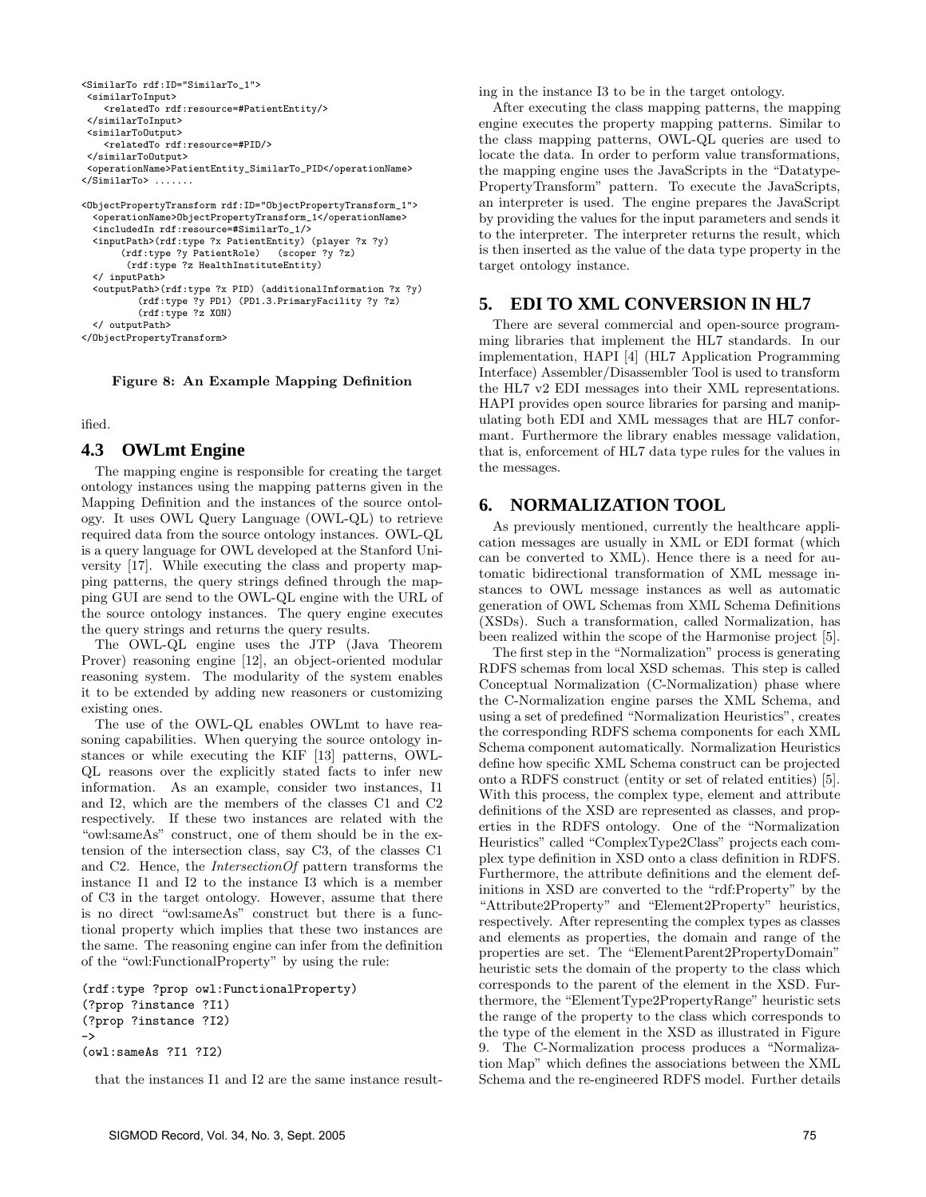```
<SimilarTo rdf:ID="SimilarTo_1">
 <similarToInput>
    <relatedTo rdf:resource=#PatientEntity/>
 </similarToInput>
 <similarToOutput>
    <relatedTo rdf:resource=#PID/>
 </similarToOutput>
 <operationName>PatientEntity_SimilarTo_PID</operationName>
</SimilarTo> .......

<ObjectPropertyTransform rdf:ID="ObjectPropertyTransform_1">
  <operationName>ObjectPropertyTransform_1</operationName>
  <includedIn rdf:resource=#SimilarTo_1/>
  <inputPath>(rdf:type ?x PatientEntity) (player ?x ?y)
       (rdf:type ?y PatientRole)   (scoper ?y ?z)
        (rdf:type ?z HealthInstituteEntity)
  </ inputPath>
  <outputPath>(rdf:type ?x PID) (additionalInformation ?x ?y)
          (rdf:type ?y PD1) (PD1.3.PrimaryFacility ?y ?z)
          (rdf:type ?z XON)
  </ outputPath>
</ObjectPropertyTransform>
```

**Figure 8: An Example Mapping Definition**

ified.

### 4.3 OWLmt Engine

The mapping engine is responsible for creating the target ontology instances using the mapping patterns given in the Mapping Definition and the instances of the source ontology. It uses OWL Query Language (OWL-QL) to retrieve required data from the source ontology instances. OWL-QL is a query language for OWL developed at the Stanford University [17]. While executing the class and property mapping patterns, the query strings defined through the mapping GUI are send to the OWL-QL engine with the URL of the source ontology instances. The query engine executes the query strings and returns the query results.

The OWL-QL engine uses the JTP (Java Theorem Prover) reasoning engine [12], an object-oriented modular reasoning system. The modularity of the system enables it to be extended by adding new reasoners or customizing existing ones.

The use of the OWL-QL enables OWLmt to have reasoning capabilities. When querying the source ontology instances or while executing the KIF [13] patterns, OWL-QL reasons over the explicitly stated facts to infer new information. As an example, consider two instances, I1 and I2, which are the members of the classes C1 and C2 respectively. If these two instances are related with the "owl:sameAs" construct, one of them should be in the extension of the intersection class, say C3, of the classes C1 and C2. Hence, the *IntersectionOf* pattern transforms the instance I1 and I2 to the instance I3 which is a member of C3 in the target ontology. However, assume that there is no direct "owl:sameAs" construct but there is a functional property which implies that these two instances are the same. The reasoning engine can infer from the definition of the "owl:FunctionalProperty" by using the rule:

```
(rdf:type ?prop owl:FunctionalProperty)
(?prop ?instance ?I1)
(?prop ?instance ?I2)
->
(owl:sameAs ?I1 ?I2)
```

that the instances I1 and I2 are the same instance resulting in the instance I3 to be in the target ontology.

After executing the class mapping patterns, the mapping engine executes the property mapping patterns. Similar to the class mapping patterns, OWL-QL queries are used to locate the data. In order to perform value transformations, the mapping engine uses the JavaScripts in the "DatatypePropertyTransform" pattern. To execute the JavaScripts, an interpreter is used. The engine prepares the JavaScript by providing the values for the input parameters and sends it to the interpreter. The interpreter returns the result, which is then inserted as the value of the data type property in the target ontology instance.

## 5. EDI TO XML CONVERSION IN HL7

There are several commercial and open-source programming libraries that implement the HL7 standards. In our implementation, HAPI [4] (HL7 Application Programming Interface) Assembler/Disassembler Tool is used to transform the HL7 v2 EDI messages into their XML representations. HAPI provides open source libraries for parsing and manipulating both EDI and XML messages that are HL7 conformant. Furthermore the library enables message validation, that is, enforcement of HL7 data type rules for the values in the messages.

## 6. NORMALIZATION TOOL

As previously mentioned, currently the healthcare application messages are usually in XML or EDI format (which can be converted to XML). Hence there is a need for automatic bidirectional transformation of XML message instances to OWL message instances as well as automatic generation of OWL Schemas from XML Schema Definitions (XSDs). Such a transformation, called Normalization, has been realized within the scope of the Harmonise project [5].

The first step in the "Normalization" process is generating RDFS schemas from local XSD schemas. This step is called Conceptual Normalization (C-Normalization) phase where the C-Normalization engine parses the XML Schema, and using a set of predefined "Normalization Heuristics", creates the corresponding RDFS schema components for each XML Schema component automatically. Normalization Heuristics define how specific XML Schema construct can be projected onto a RDFS construct (entity or set of related entities) [5]. With this process, the complex type, element and attribute definitions of the XSD are represented as classes, and properties in the RDFS ontology. One of the "Normalization Heuristics" called "ComplexType2Class" projects each complex type definition in XSD onto a class definition in RDFS. Furthermore, the attribute definitions and the element definitions in XSD are converted to the "rdf:Property" by the "Attribute2Property" and "Element2Property" heuristics, respectively. After representing the complex types as classes and elements as properties, the domain and range of the properties are set. The "ElementParent2PropertyDomain" heuristic sets the domain of the property to the class which corresponds to the parent of the element in the XSD. Furthermore, the "ElementType2PropertyRange" heuristic sets the range of the property to the class which corresponds to the type of the element in the XSD as illustrated in Figure 9. The C-Normalization process produces a "Normalization Map" which defines the associations between the XML Schema and the re-engineered RDFS model. Further details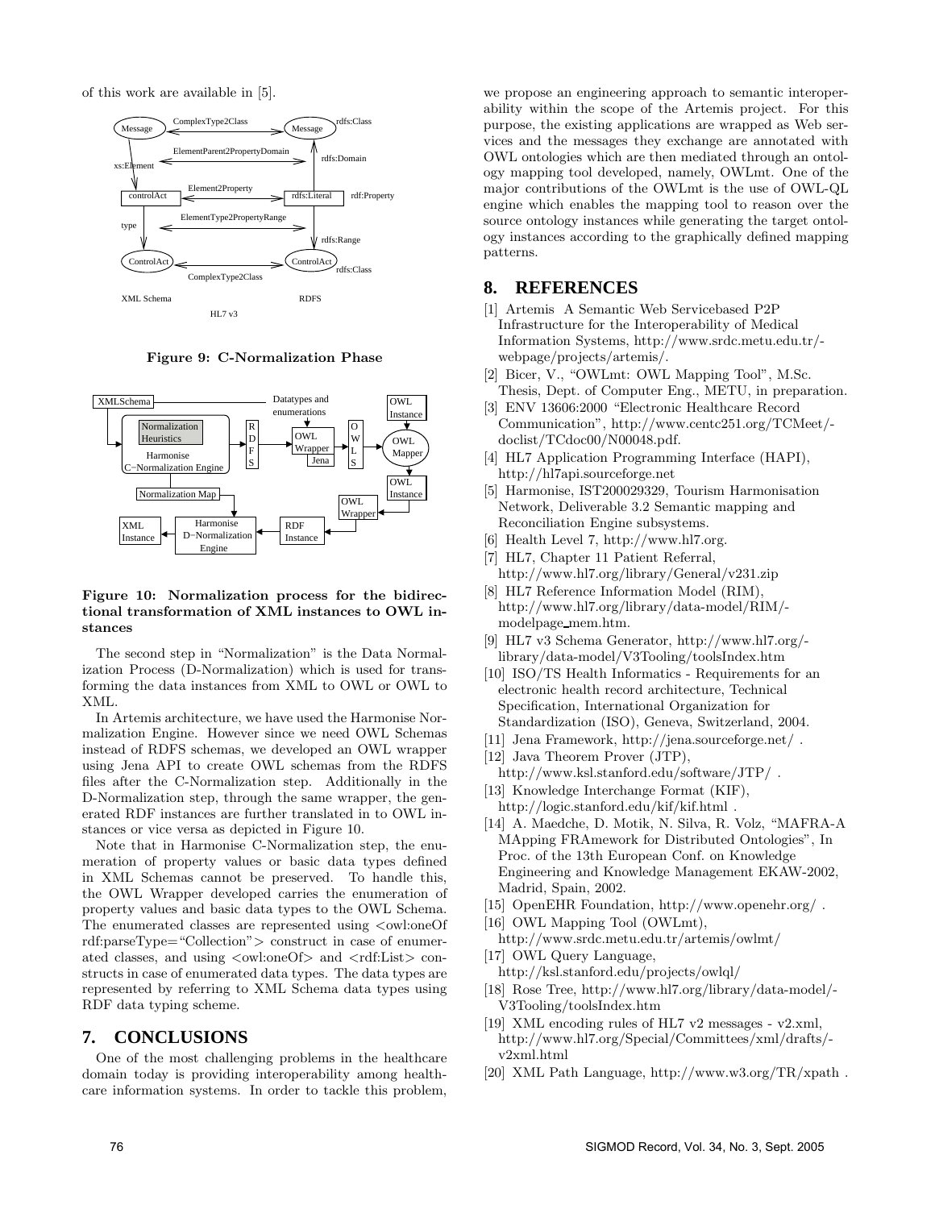of this work are available in [5].

Message
ComplexType2Class
Message
rdfs:Class
ElementParent2PropertyDomain
xs:Element
rdfs:Domain
controlAct
Element2Property
rdfs:Literal
rdf:Property
type
ElementType2PropertyRange
rdfs:Range
ControlAct
ControlAct
rdfs:Class
ComplexType2Class
XML Schema
RDFS
HL7 v3

**Figure 9: C-Normalization Phase**

XMLSchema
Datatypes and enumerations
OWL Instance
Normalization Heuristics
Harmonise C−Normalization Engine
R D F S
OWL Wrapper
Jena
O W L S
OWL Mapper
Normalization Map
OWL Instance
OWL Wrapper
XML Instance
Harmonise D−Normalization Engine
RDF Instance

**Figure 10: Normalization process for the bidirectional transformation of XML instances to OWL instances**

The second step in "Normalization" is the Data Normalization Process (D-Normalization) which is used for transforming the data instances from XML to OWL or OWL to XML.

In Artemis architecture, we have used the Harmonise Normalization Engine. However since we need OWL Schemas instead of RDFS schemas, we developed an OWL wrapper using Jena API to create OWL schemas from the RDFS files after the C-Normalization step. Additionally in the D-Normalization step, through the same wrapper, the generated RDF instances are further translated in to OWL instances or vice versa as depicted in Figure 10.

Note that in Harmonise C-Normalization step, the enumeration of property values or basic data types defined in XML Schemas cannot be preserved. To handle this, the OWL Wrapper developed carries the enumeration of property values and basic data types to the OWL Schema. The enumerated classes are represented using <owl:oneOf rdf:parseType="Collection"> construct in case of enumerated classes, and using <owl:oneOf> and <rdf:List> constructs in case of enumerated data types. The data types are represented by referring to XML Schema data types using RDF data typing scheme.

## 7. CONCLUSIONS

One of the most challenging problems in the healthcare domain today is providing interoperability among healthcare information systems. In order to tackle this problem, we propose an engineering approach to semantic interoperability within the scope of the Artemis project. For this purpose, the existing applications are wrapped as Web services and the messages they exchange are annotated with OWL ontologies which are then mediated through an ontology mapping tool developed, namely, OWLmt. One of the major contributions of the OWLmt is the use of OWL-QL engine which enables the mapping tool to reason over the source ontology instances while generating the target ontology instances according to the graphically defined mapping patterns.

## 8. REFERENCES

[1] Artemis A Semantic Web Servicebased P2P Infrastructure for the Interoperability of Medical Information Systems, http://www.srdc.metu.edu.tr/-webpage/projects/artemis/.

[2] Bicer, V., "OWLmt: OWL Mapping Tool", M.Sc. Thesis, Dept. of Computer Eng., METU, in preparation.

[3] ENV 13606:2000 "Electronic Healthcare Record Communication", http://www.centc251.org/TCMeet/-doclist/TCdoc00/N00048.pdf.

[4] HL7 Application Programming Interface (HAPI), http://hl7api.sourceforge.net

[5] Harmonise, IST200029329, Tourism Harmonisation Network, Deliverable 3.2 Semantic mapping and Reconciliation Engine subsystems.

[6] Health Level 7, http://www.hl7.org.

[7] HL7, Chapter 11 Patient Referral, http://www.hl7.org/library/General/v231.zip

[8] HL7 Reference Information Model (RIM), http://www.hl7.org/library/data-model/RIM/-modelpage_mem.htm.

[9] HL7 v3 Schema Generator, http://www.hl7.org/-library/data-model/V3Tooling/toolsIndex.htm

[10] ISO/TS Health Informatics - Requirements for an electronic health record architecture, Technical Specification, International Organization for Standardization (ISO), Geneva, Switzerland, 2004.

[11] Jena Framework, http://jena.sourceforge.net/ .

[12] Java Theorem Prover (JTP), http://www.ksl.stanford.edu/software/JTP/ .

[13] Knowledge Interchange Format (KIF), http://logic.stanford.edu/kif/kif.html .

[14] A. Maedche, D. Motik, N. Silva, R. Volz, "MAFRA-A MApping FRAmework for Distributed Ontologies", In Proc. of the 13th European Conf. on Knowledge Engineering and Knowledge Management EKAW-2002, Madrid, Spain, 2002.

[15] OpenEHR Foundation, http://www.openehr.org/ .

[16] OWL Mapping Tool (OWLmt), http://www.srdc.metu.edu.tr/artemis/owlmt/

[17] OWL Query Language, http://ksl.stanford.edu/projects/owlql/

[18] Rose Tree, http://www.hl7.org/library/data-model/-V3Tooling/toolsIndex.htm

[19] XML encoding rules of HL7 v2 messages - v2.xml, http://www.hl7.org/Special/Committees/xml/drafts/-v2xml.html

[20] XML Path Language, http://www.w3.org/TR/xpath .